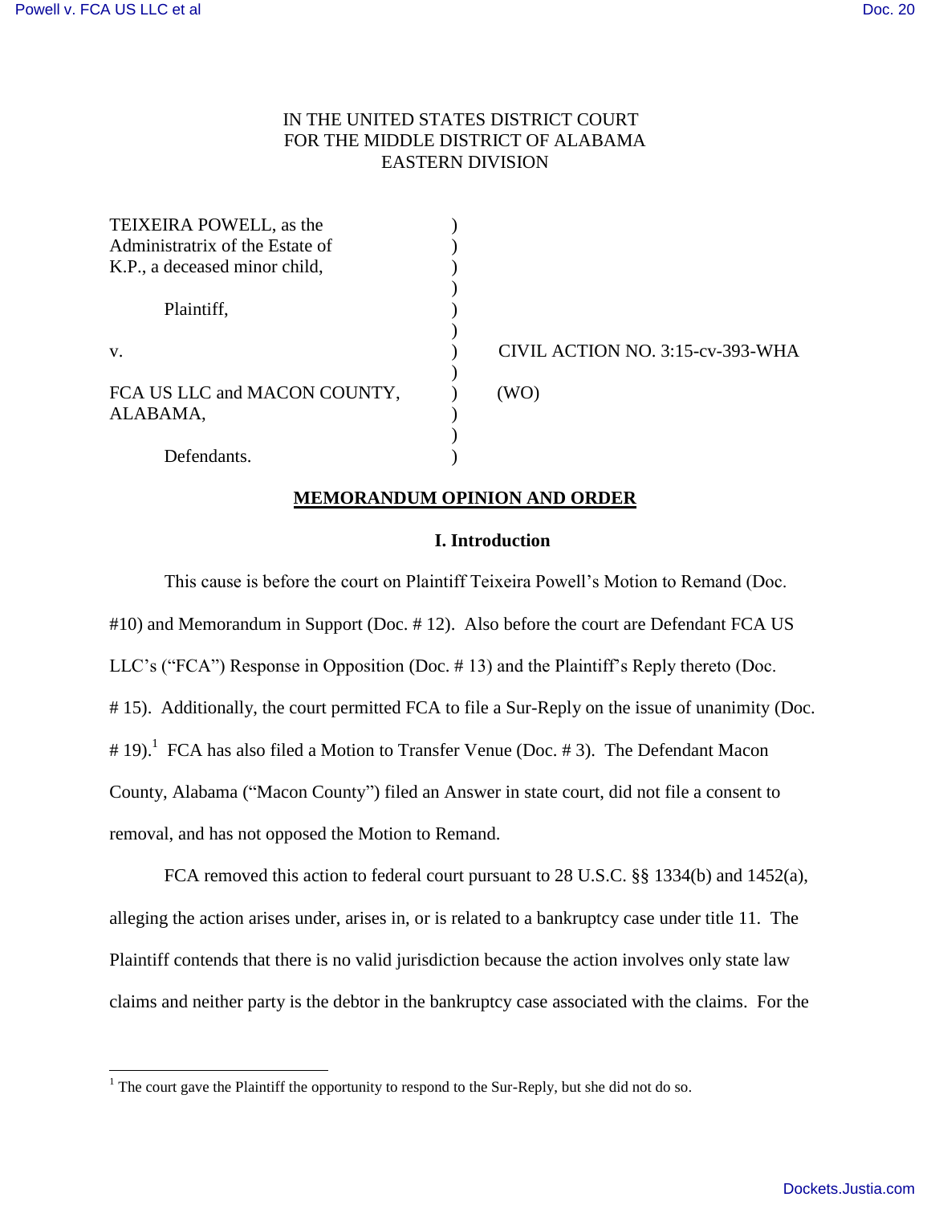IN THE UNITED STATES DISTRICT COURT
FOR THE MIDDLE DISTRICT OF ALABAMA
EASTERN DIVISION

TEIXEIRA POWELL, as the Administratrix of the Estate of K.P., a deceased minor child,

Plaintiff,

v.

FCA US LLC and MACON COUNTY, ALABAMA,

Defendants.

CIVIL ACTION NO. 3:15-cv-393-WHA

(WO)

## MEMORANDUM OPINION AND ORDER

### I. Introduction

This cause is before the court on Plaintiff Teixeira Powell's Motion to Remand (Doc. #10) and Memorandum in Support (Doc. # 12). Also before the court are Defendant FCA US LLC's ("FCA") Response in Opposition (Doc. # 13) and the Plaintiff's Reply thereto (Doc. # 15). Additionally, the court permitted FCA to file a Sur-Reply on the issue of unanimity (Doc. # 19).[1] FCA has also filed a Motion to Transfer Venue (Doc. # 3). The Defendant Macon County, Alabama ("Macon County") filed an Answer in state court, did not file a consent to removal, and has not opposed the Motion to Remand.

FCA removed this action to federal court pursuant to 28 U.S.C. §§ 1334(b) and 1452(a), alleging the action arises under, arises in, or is related to a bankruptcy case under title 11. The Plaintiff contends that there is no valid jurisdiction because the action involves only state law claims and neither party is the debtor in the bankruptcy case associated with the claims. For the

[1] The court gave the Plaintiff the opportunity to respond to the Sur-Reply, but she did not do so.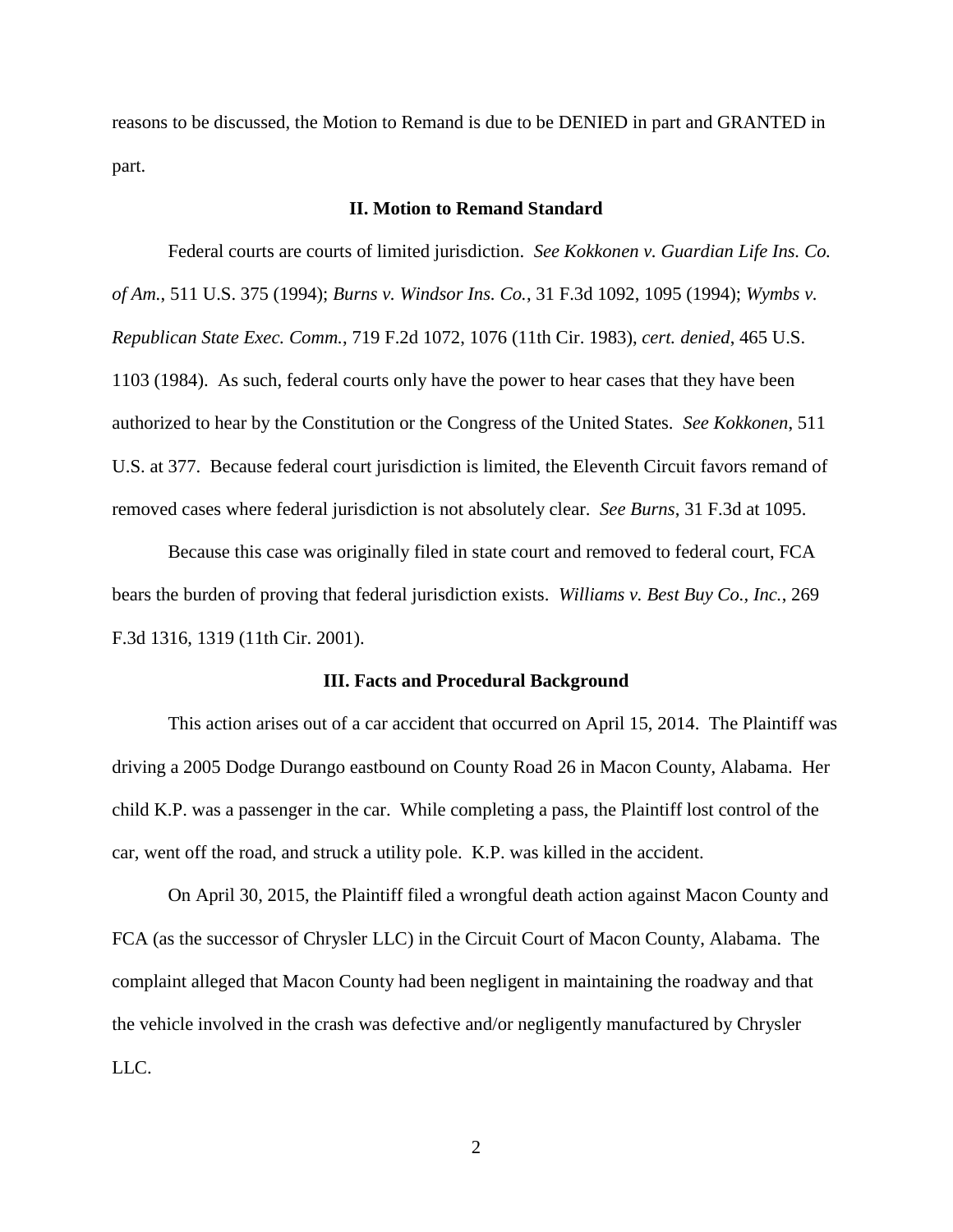reasons to be discussed, the Motion to Remand is due to be DENIED in part and GRANTED in part.

## II. Motion to Remand Standard

Federal courts are courts of limited jurisdiction. *See Kokkonen v. Guardian Life Ins. Co. of Am.*, 511 U.S. 375 (1994); *Burns v. Windsor Ins. Co.*, 31 F.3d 1092, 1095 (1994); *Wymbs v. Republican State Exec. Comm.*, 719 F.2d 1072, 1076 (11th Cir. 1983), *cert. denied*, 465 U.S. 1103 (1984). As such, federal courts only have the power to hear cases that they have been authorized to hear by the Constitution or the Congress of the United States. *See Kokkonen*, 511 U.S. at 377. Because federal court jurisdiction is limited, the Eleventh Circuit favors remand of removed cases where federal jurisdiction is not absolutely clear. *See Burns*, 31 F.3d at 1095.

Because this case was originally filed in state court and removed to federal court, FCA bears the burden of proving that federal jurisdiction exists. *Williams v. Best Buy Co., Inc.*, 269 F.3d 1316, 1319 (11th Cir. 2001).

## III. Facts and Procedural Background

This action arises out of a car accident that occurred on April 15, 2014. The Plaintiff was driving a 2005 Dodge Durango eastbound on County Road 26 in Macon County, Alabama. Her child K.P. was a passenger in the car. While completing a pass, the Plaintiff lost control of the car, went off the road, and struck a utility pole. K.P. was killed in the accident.

On April 30, 2015, the Plaintiff filed a wrongful death action against Macon County and FCA (as the successor of Chrysler LLC) in the Circuit Court of Macon County, Alabama. The complaint alleged that Macon County had been negligent in maintaining the roadway and that the vehicle involved in the crash was defective and/or negligently manufactured by Chrysler LLC.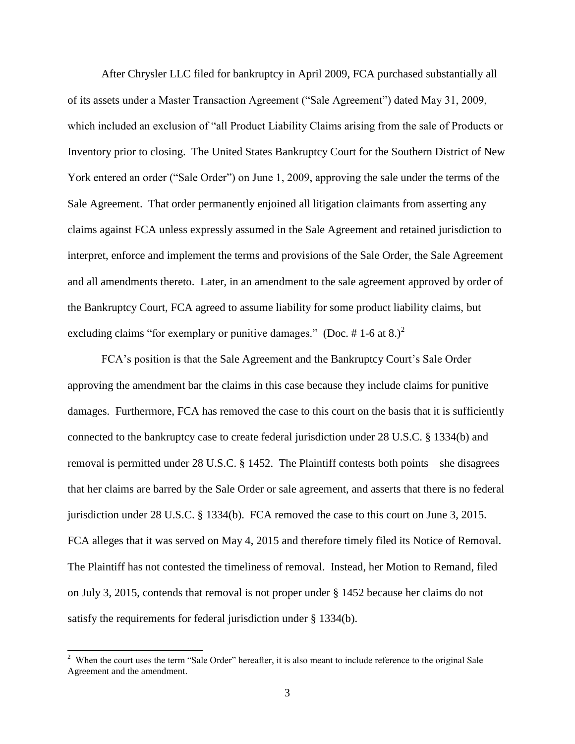After Chrysler LLC filed for bankruptcy in April 2009, FCA purchased substantially all of its assets under a Master Transaction Agreement ("Sale Agreement") dated May 31, 2009, which included an exclusion of "all Product Liability Claims arising from the sale of Products or Inventory prior to closing. The United States Bankruptcy Court for the Southern District of New York entered an order ("Sale Order") on June 1, 2009, approving the sale under the terms of the Sale Agreement. That order permanently enjoined all litigation claimants from asserting any claims against FCA unless expressly assumed in the Sale Agreement and retained jurisdiction to interpret, enforce and implement the terms and provisions of the Sale Order, the Sale Agreement and all amendments thereto. Later, in an amendment to the sale agreement approved by order of the Bankruptcy Court, FCA agreed to assume liability for some product liability claims, but excluding claims "for exemplary or punitive damages." (Doc. # 1-6 at 8.)[2]

FCA's position is that the Sale Agreement and the Bankruptcy Court's Sale Order approving the amendment bar the claims in this case because they include claims for punitive damages. Furthermore, FCA has removed the case to this court on the basis that it is sufficiently connected to the bankruptcy case to create federal jurisdiction under 28 U.S.C. § 1334(b) and removal is permitted under 28 U.S.C. § 1452. The Plaintiff contests both points—she disagrees that her claims are barred by the Sale Order or sale agreement, and asserts that there is no federal jurisdiction under 28 U.S.C. § 1334(b). FCA removed the case to this court on June 3, 2015. FCA alleges that it was served on May 4, 2015 and therefore timely filed its Notice of Removal. The Plaintiff has not contested the timeliness of removal. Instead, her Motion to Remand, filed on July 3, 2015, contends that removal is not proper under § 1452 because her claims do not satisfy the requirements for federal jurisdiction under § 1334(b).

[2] When the court uses the term "Sale Order" hereafter, it is also meant to include reference to the original Sale Agreement and the amendment.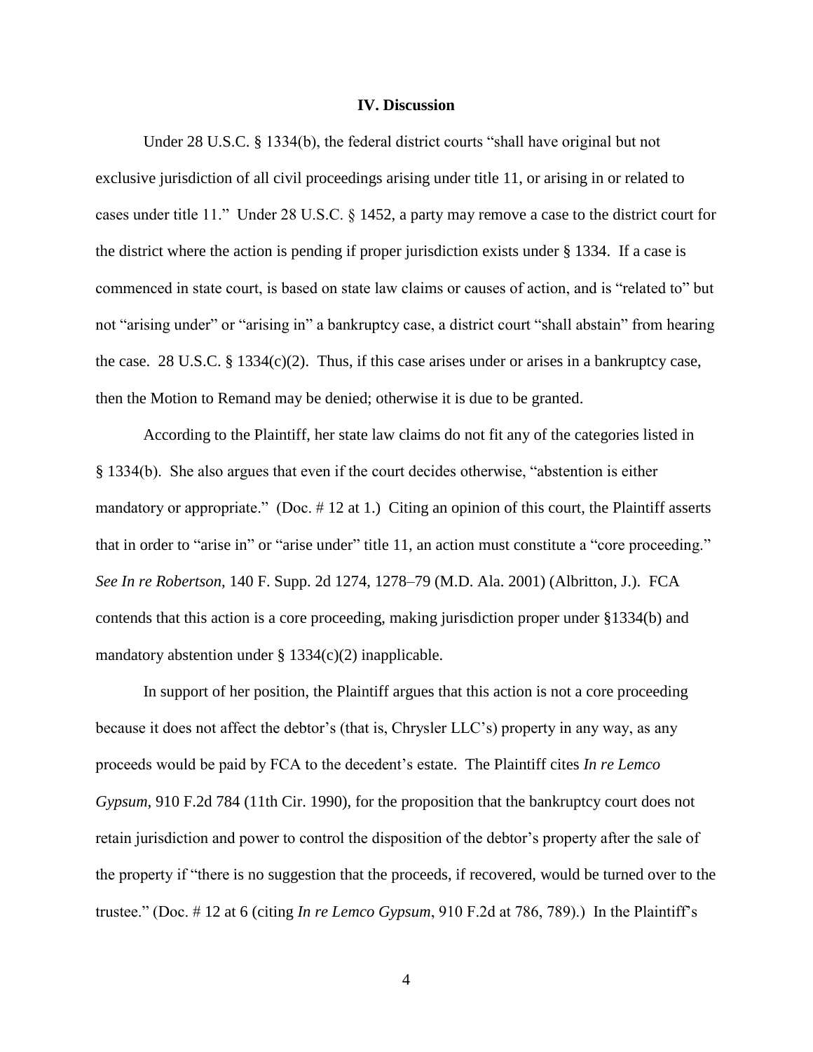## IV. Discussion

Under 28 U.S.C. § 1334(b), the federal district courts "shall have original but not exclusive jurisdiction of all civil proceedings arising under title 11, or arising in or related to cases under title 11." Under 28 U.S.C. § 1452, a party may remove a case to the district court for the district where the action is pending if proper jurisdiction exists under § 1334. If a case is commenced in state court, is based on state law claims or causes of action, and is "related to" but not "arising under" or "arising in" a bankruptcy case, a district court "shall abstain" from hearing the case. 28 U.S.C. § 1334(c)(2). Thus, if this case arises under or arises in a bankruptcy case, then the Motion to Remand may be denied; otherwise it is due to be granted.

According to the Plaintiff, her state law claims do not fit any of the categories listed in § 1334(b). She also argues that even if the court decides otherwise, "abstention is either mandatory or appropriate." (Doc. # 12 at 1.) Citing an opinion of this court, the Plaintiff asserts that in order to "arise in" or "arise under" title 11, an action must constitute a "core proceeding." *See In re Robertson*, 140 F. Supp. 2d 1274, 1278–79 (M.D. Ala. 2001) (Albritton, J.). FCA contends that this action is a core proceeding, making jurisdiction proper under §1334(b) and mandatory abstention under § 1334(c)(2) inapplicable.

In support of her position, the Plaintiff argues that this action is not a core proceeding because it does not affect the debtor's (that is, Chrysler LLC's) property in any way, as any proceeds would be paid by FCA to the decedent's estate. The Plaintiff cites *In re Lemco Gypsum*, 910 F.2d 784 (11th Cir. 1990), for the proposition that the bankruptcy court does not retain jurisdiction and power to control the disposition of the debtor's property after the sale of the property if "there is no suggestion that the proceeds, if recovered, would be turned over to the trustee." (Doc. # 12 at 6 (citing *In re Lemco Gypsum*, 910 F.2d at 786, 789).) In the Plaintiff's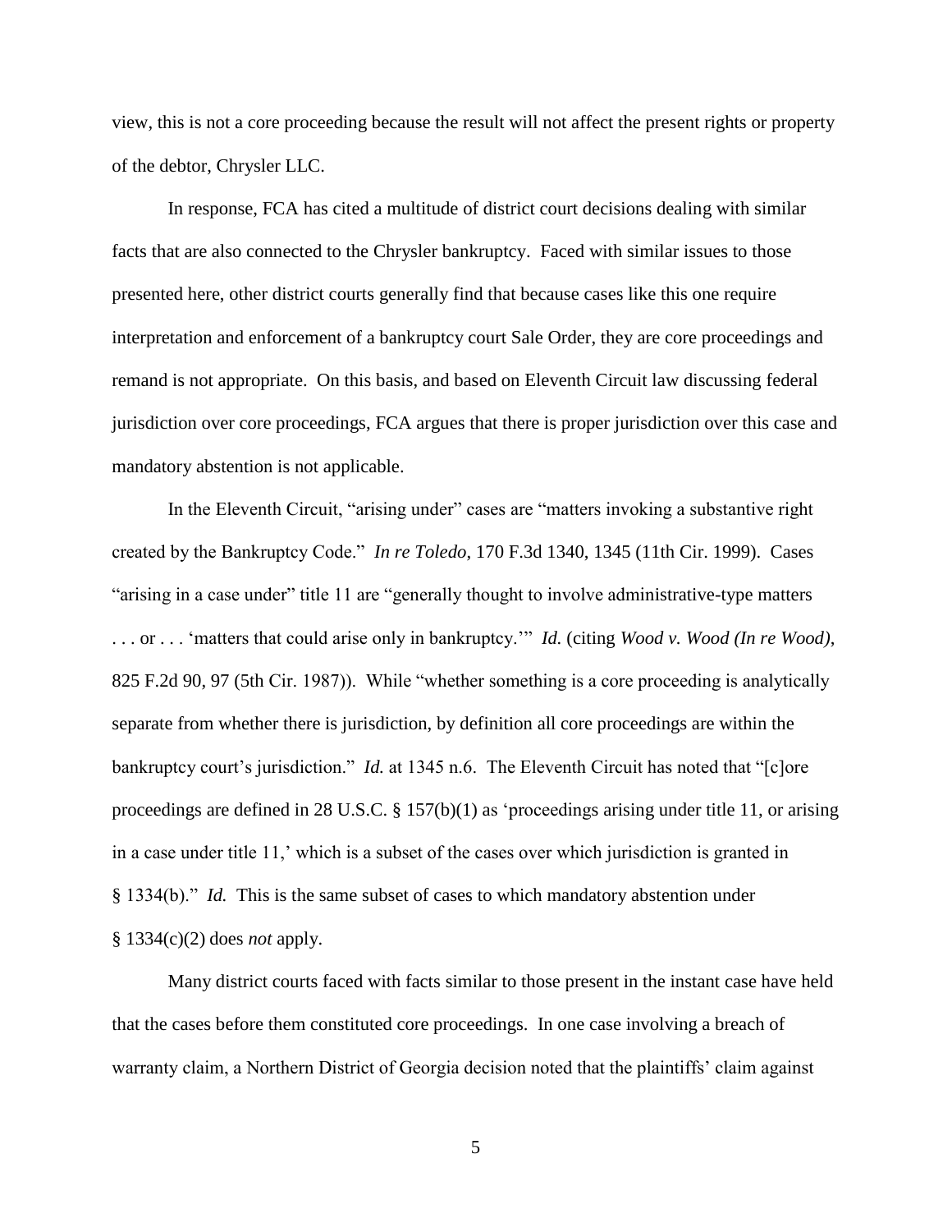view, this is not a core proceeding because the result will not affect the present rights or property of the debtor, Chrysler LLC.

In response, FCA has cited a multitude of district court decisions dealing with similar facts that are also connected to the Chrysler bankruptcy. Faced with similar issues to those presented here, other district courts generally find that because cases like this one require interpretation and enforcement of a bankruptcy court Sale Order, they are core proceedings and remand is not appropriate. On this basis, and based on Eleventh Circuit law discussing federal jurisdiction over core proceedings, FCA argues that there is proper jurisdiction over this case and mandatory abstention is not applicable.

In the Eleventh Circuit, "arising under" cases are "matters invoking a substantive right created by the Bankruptcy Code." *In re Toledo*, 170 F.3d 1340, 1345 (11th Cir. 1999). Cases "arising in a case under" title 11 are "generally thought to involve administrative-type matters . . . or . . . 'matters that could arise only in bankruptcy.'" *Id.* (citing *Wood v. Wood (In re Wood)*, 825 F.2d 90, 97 (5th Cir. 1987)). While "whether something is a core proceeding is analytically separate from whether there is jurisdiction, by definition all core proceedings are within the bankruptcy court's jurisdiction." *Id.* at 1345 n.6. The Eleventh Circuit has noted that "[c]ore proceedings are defined in 28 U.S.C. § 157(b)(1) as 'proceedings arising under title 11, or arising in a case under title 11,' which is a subset of the cases over which jurisdiction is granted in § 1334(b)." *Id.* This is the same subset of cases to which mandatory abstention under § 1334(c)(2) does *not* apply.

Many district courts faced with facts similar to those present in the instant case have held that the cases before them constituted core proceedings. In one case involving a breach of warranty claim, a Northern District of Georgia decision noted that the plaintiffs' claim against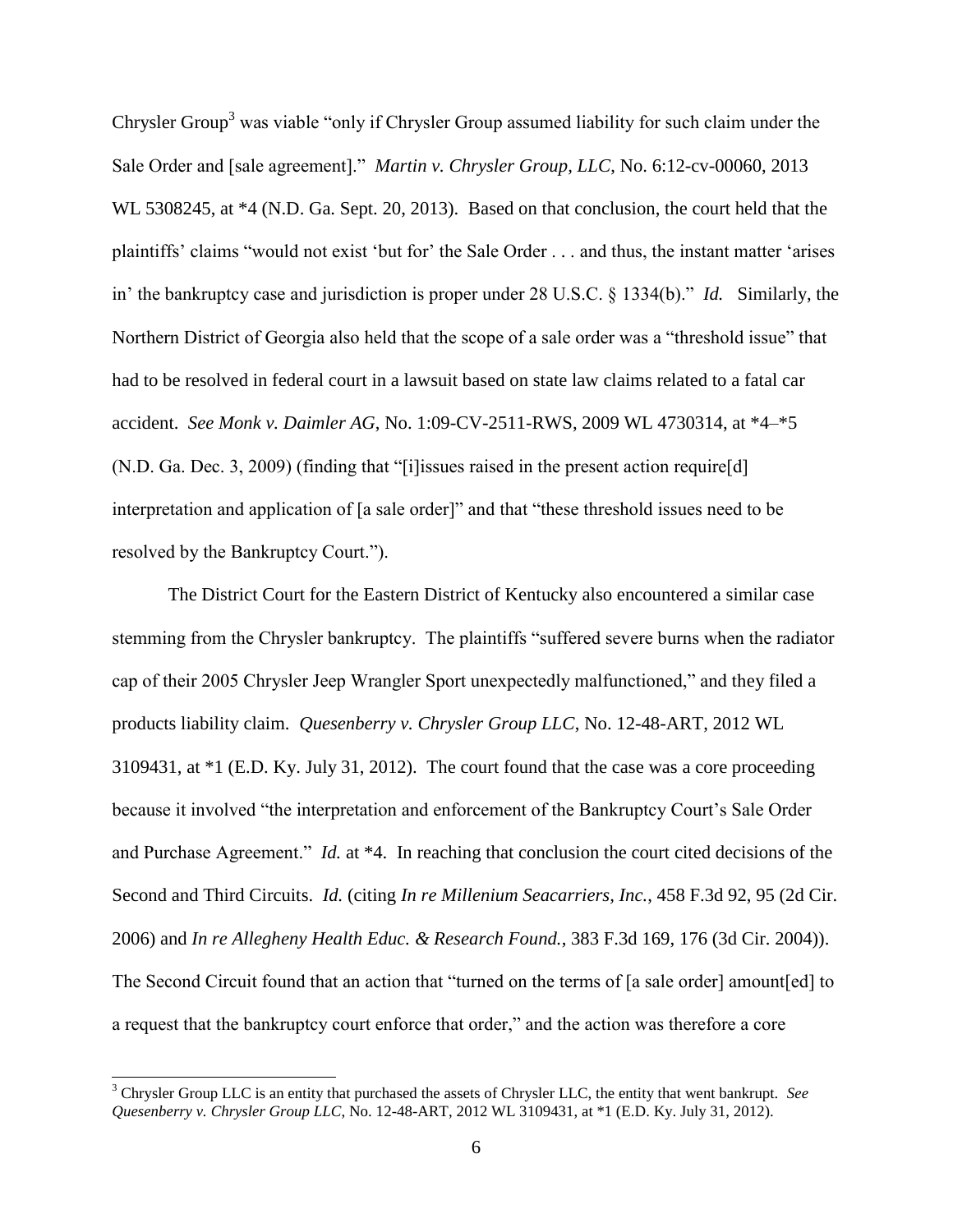Chrysler Group[3] was viable "only if Chrysler Group assumed liability for such claim under the Sale Order and [sale agreement]." *Martin v. Chrysler Group, LLC*, No. 6:12-cv-00060, 2013 WL 5308245, at *4 (N.D. Ga. Sept. 20, 2013). Based on that conclusion, the court held that the plaintiffs' claims "would not exist 'but for' the Sale Order . . . and thus, the instant matter 'arises in' the bankruptcy case and jurisdiction is proper under 28 U.S.C. § 1334(b)." *Id.* Similarly, the Northern District of Georgia also held that the scope of a sale order was a "threshold issue" that had to be resolved in federal court in a lawsuit based on state law claims related to a fatal car accident. *See Monk v. Daimler AG*, No. 1:09-CV-2511-RWS, 2009 WL 4730314, at *4–*5 (N.D. Ga. Dec. 3, 2009) (finding that "[i]issues raised in the present action require[d] interpretation and application of [a sale order]" and that "these threshold issues need to be resolved by the Bankruptcy Court.").

The District Court for the Eastern District of Kentucky also encountered a similar case stemming from the Chrysler bankruptcy. The plaintiffs "suffered severe burns when the radiator cap of their 2005 Chrysler Jeep Wrangler Sport unexpectedly malfunctioned," and they filed a products liability claim. *Quesenberry v. Chrysler Group LLC*, No. 12-48-ART, 2012 WL 3109431, at *1 (E.D. Ky. July 31, 2012). The court found that the case was a core proceeding because it involved "the interpretation and enforcement of the Bankruptcy Court's Sale Order and Purchase Agreement." *Id.* at *4. In reaching that conclusion the court cited decisions of the Second and Third Circuits. *Id.* (citing *In re Millenium Seacarriers, Inc.*, 458 F.3d 92, 95 (2d Cir. 2006) and *In re Allegheny Health Educ. & Research Found.*, 383 F.3d 169, 176 (3d Cir. 2004)). The Second Circuit found that an action that "turned on the terms of [a sale order] amount[ed] to a request that the bankruptcy court enforce that order," and the action was therefore a core

[3] Chrysler Group LLC is an entity that purchased the assets of Chrysler LLC, the entity that went bankrupt. *See Quesenberry v. Chrysler Group LLC*, No. 12-48-ART, 2012 WL 3109431, at *1 (E.D. Ky. July 31, 2012).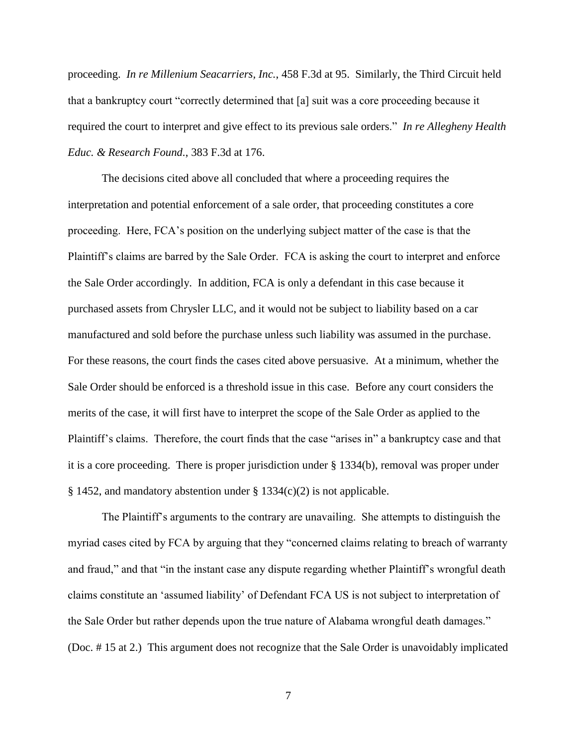proceeding. *In re Millenium Seacarriers, Inc.*, 458 F.3d at 95. Similarly, the Third Circuit held that a bankruptcy court "correctly determined that [a] suit was a core proceeding because it required the court to interpret and give effect to its previous sale orders." *In re Allegheny Health Educ. & Research Found.*, 383 F.3d at 176.

The decisions cited above all concluded that where a proceeding requires the interpretation and potential enforcement of a sale order, that proceeding constitutes a core proceeding. Here, FCA's position on the underlying subject matter of the case is that the Plaintiff's claims are barred by the Sale Order. FCA is asking the court to interpret and enforce the Sale Order accordingly. In addition, FCA is only a defendant in this case because it purchased assets from Chrysler LLC, and it would not be subject to liability based on a car manufactured and sold before the purchase unless such liability was assumed in the purchase. For these reasons, the court finds the cases cited above persuasive. At a minimum, whether the Sale Order should be enforced is a threshold issue in this case. Before any court considers the merits of the case, it will first have to interpret the scope of the Sale Order as applied to the Plaintiff's claims. Therefore, the court finds that the case "arises in" a bankruptcy case and that it is a core proceeding. There is proper jurisdiction under § 1334(b), removal was proper under § 1452, and mandatory abstention under § 1334(c)(2) is not applicable.

The Plaintiff's arguments to the contrary are unavailing. She attempts to distinguish the myriad cases cited by FCA by arguing that they "concerned claims relating to breach of warranty and fraud," and that "in the instant case any dispute regarding whether Plaintiff's wrongful death claims constitute an 'assumed liability' of Defendant FCA US is not subject to interpretation of the Sale Order but rather depends upon the true nature of Alabama wrongful death damages." (Doc. # 15 at 2.) This argument does not recognize that the Sale Order is unavoidably implicated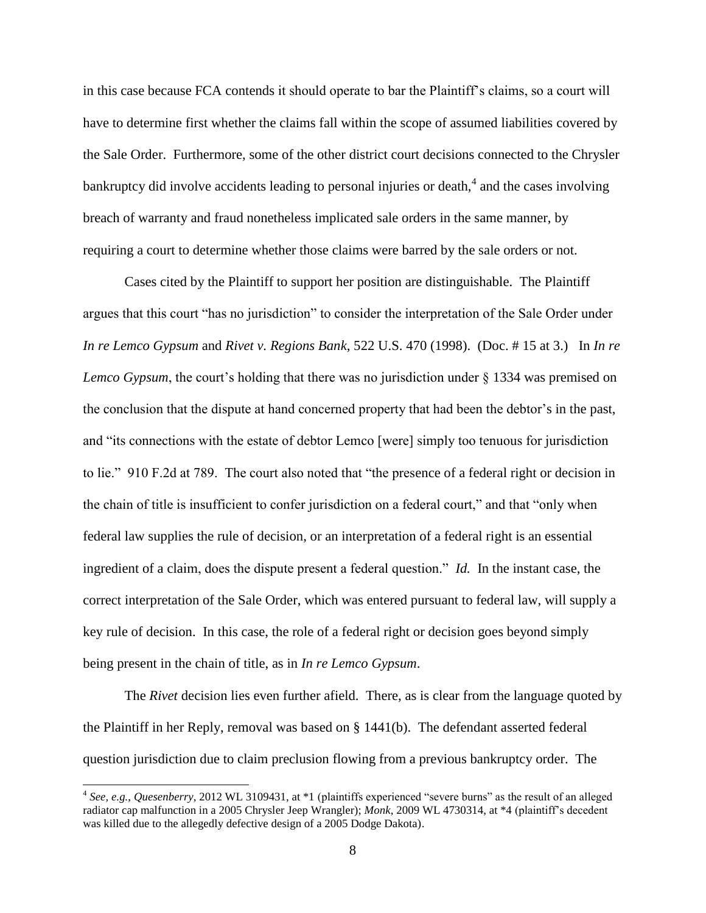in this case because FCA contends it should operate to bar the Plaintiff's claims, so a court will have to determine first whether the claims fall within the scope of assumed liabilities covered by the Sale Order. Furthermore, some of the other district court decisions connected to the Chrysler bankruptcy did involve accidents leading to personal injuries or death,[4] and the cases involving breach of warranty and fraud nonetheless implicated sale orders in the same manner, by requiring a court to determine whether those claims were barred by the sale orders or not.

Cases cited by the Plaintiff to support her position are distinguishable. The Plaintiff argues that this court "has no jurisdiction" to consider the interpretation of the Sale Order under *In re Lemco Gypsum* and *Rivet v. Regions Bank*, 522 U.S. 470 (1998). (Doc. # 15 at 3.) In *In re Lemco Gypsum*, the court's holding that there was no jurisdiction under § 1334 was premised on the conclusion that the dispute at hand concerned property that had been the debtor's in the past, and "its connections with the estate of debtor Lemco [were] simply too tenuous for jurisdiction to lie." 910 F.2d at 789. The court also noted that "the presence of a federal right or decision in the chain of title is insufficient to confer jurisdiction on a federal court," and that "only when federal law supplies the rule of decision, or an interpretation of a federal right is an essential ingredient of a claim, does the dispute present a federal question." *Id.* In the instant case, the correct interpretation of the Sale Order, which was entered pursuant to federal law, will supply a key rule of decision. In this case, the role of a federal right or decision goes beyond simply being present in the chain of title, as in *In re Lemco Gypsum*.

The *Rivet* decision lies even further afield. There, as is clear from the language quoted by the Plaintiff in her Reply, removal was based on § 1441(b). The defendant asserted federal question jurisdiction due to claim preclusion flowing from a previous bankruptcy order. The

---

[4] *See, e.g.*, *Quesenberry*, 2012 WL 3109431, at *1 (plaintiffs experienced "severe burns" as the result of an alleged radiator cap malfunction in a 2005 Chrysler Jeep Wrangler); *Monk*, 2009 WL 4730314, at *4 (plaintiff's decedent was killed due to the allegedly defective design of a 2005 Dodge Dakota).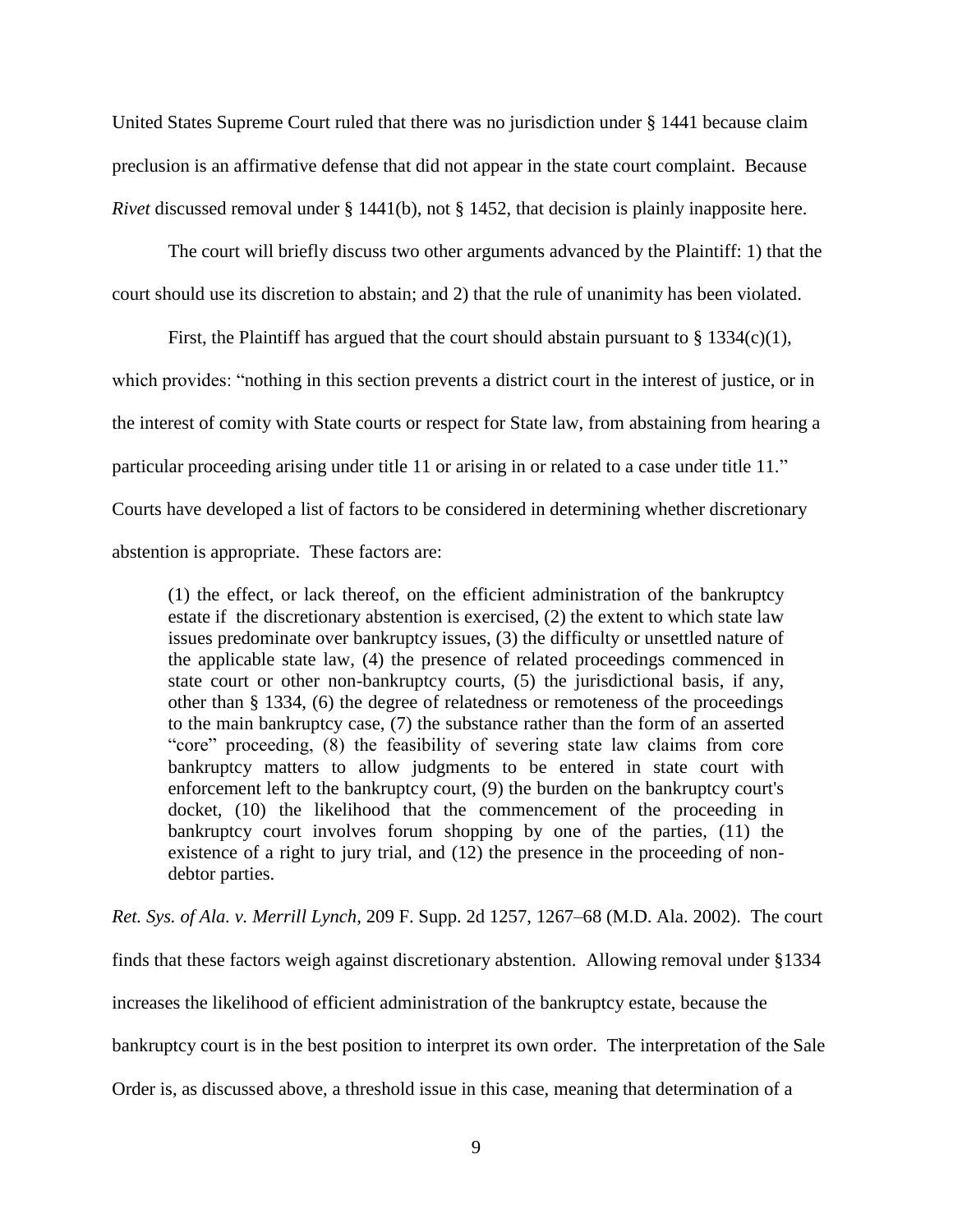United States Supreme Court ruled that there was no jurisdiction under § 1441 because claim preclusion is an affirmative defense that did not appear in the state court complaint. Because *Rivet* discussed removal under § 1441(b), not § 1452, that decision is plainly inapposite here.

The court will briefly discuss two other arguments advanced by the Plaintiff: 1) that the court should use its discretion to abstain; and 2) that the rule of unanimity has been violated.

First, the Plaintiff has argued that the court should abstain pursuant to § 1334(c)(1), which provides: "nothing in this section prevents a district court in the interest of justice, or in the interest of comity with State courts or respect for State law, from abstaining from hearing a particular proceeding arising under title 11 or arising in or related to a case under title 11." Courts have developed a list of factors to be considered in determining whether discretionary abstention is appropriate. These factors are:

> (1) the effect, or lack thereof, on the efficient administration of the bankruptcy estate if the discretionary abstention is exercised, (2) the extent to which state law issues predominate over bankruptcy issues, (3) the difficulty or unsettled nature of the applicable state law, (4) the presence of related proceedings commenced in state court or other non-bankruptcy courts, (5) the jurisdictional basis, if any, other than § 1334, (6) the degree of relatedness or remoteness of the proceedings to the main bankruptcy case, (7) the substance rather than the form of an asserted "core" proceeding, (8) the feasibility of severing state law claims from core bankruptcy matters to allow judgments to be entered in state court with enforcement left to the bankruptcy court, (9) the burden on the bankruptcy court's docket, (10) the likelihood that the commencement of the proceeding in bankruptcy court involves forum shopping by one of the parties, (11) the existence of a right to jury trial, and (12) the presence in the proceeding of non-debtor parties.

*Ret. Sys. of Ala. v. Merrill Lynch*, 209 F. Supp. 2d 1257, 1267–68 (M.D. Ala. 2002). The court finds that these factors weigh against discretionary abstention. Allowing removal under §1334 increases the likelihood of efficient administration of the bankruptcy estate, because the bankruptcy court is in the best position to interpret its own order. The interpretation of the Sale Order is, as discussed above, a threshold issue in this case, meaning that determination of a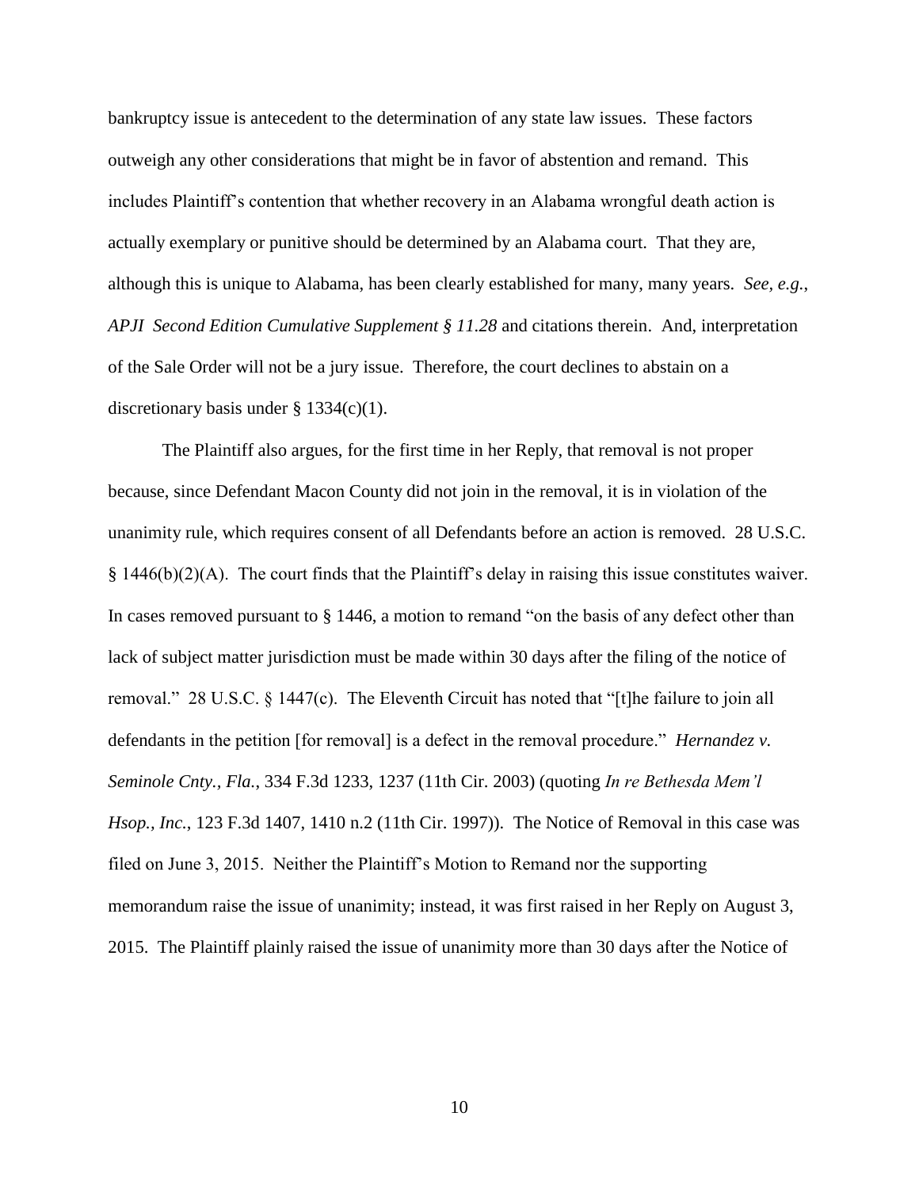bankruptcy issue is antecedent to the determination of any state law issues. These factors outweigh any other considerations that might be in favor of abstention and remand. This includes Plaintiff's contention that whether recovery in an Alabama wrongful death action is actually exemplary or punitive should be determined by an Alabama court. That they are, although this is unique to Alabama, has been clearly established for many, many years. *See, e.g.*, *APJI Second Edition Cumulative Supplement § 11.28* and citations therein. And, interpretation of the Sale Order will not be a jury issue. Therefore, the court declines to abstain on a discretionary basis under § 1334(c)(1).

The Plaintiff also argues, for the first time in her Reply, that removal is not proper because, since Defendant Macon County did not join in the removal, it is in violation of the unanimity rule, which requires consent of all Defendants before an action is removed. 28 U.S.C. § 1446(b)(2)(A). The court finds that the Plaintiff's delay in raising this issue constitutes waiver. In cases removed pursuant to § 1446, a motion to remand "on the basis of any defect other than lack of subject matter jurisdiction must be made within 30 days after the filing of the notice of removal." 28 U.S.C. § 1447(c). The Eleventh Circuit has noted that "[t]he failure to join all defendants in the petition [for removal] is a defect in the removal procedure." *Hernandez v. Seminole Cnty., Fla.*, 334 F.3d 1233, 1237 (11th Cir. 2003) (quoting *In re Bethesda Mem'l Hsop., Inc.*, 123 F.3d 1407, 1410 n.2 (11th Cir. 1997)). The Notice of Removal in this case was filed on June 3, 2015. Neither the Plaintiff's Motion to Remand nor the supporting memorandum raise the issue of unanimity; instead, it was first raised in her Reply on August 3, 2015. The Plaintiff plainly raised the issue of unanimity more than 30 days after the Notice of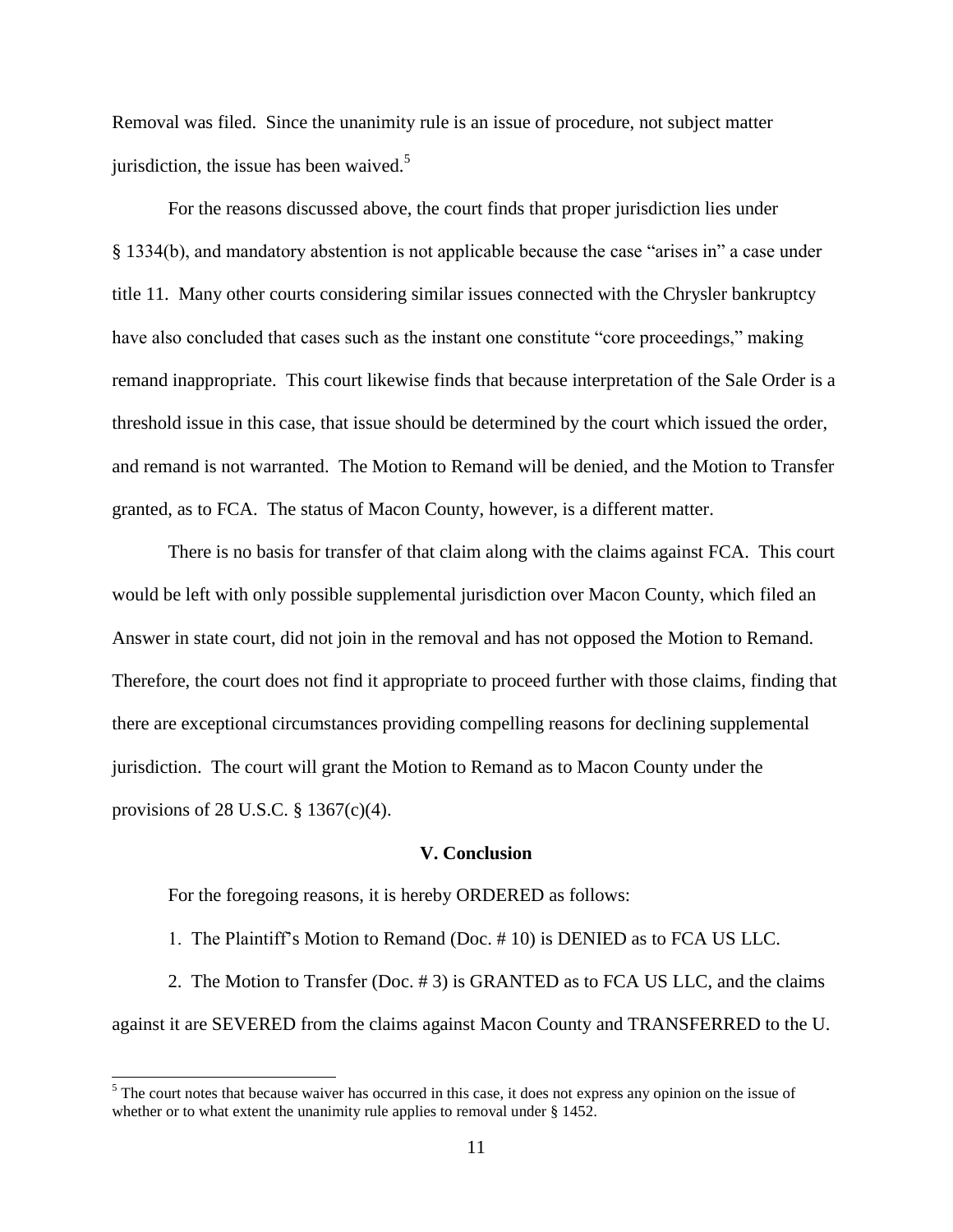Removal was filed. Since the unanimity rule is an issue of procedure, not subject matter jurisdiction, the issue has been waived.[5]

For the reasons discussed above, the court finds that proper jurisdiction lies under § 1334(b), and mandatory abstention is not applicable because the case "arises in" a case under title 11. Many other courts considering similar issues connected with the Chrysler bankruptcy have also concluded that cases such as the instant one constitute "core proceedings," making remand inappropriate. This court likewise finds that because interpretation of the Sale Order is a threshold issue in this case, that issue should be determined by the court which issued the order, and remand is not warranted. The Motion to Remand will be denied, and the Motion to Transfer granted, as to FCA. The status of Macon County, however, is a different matter.

There is no basis for transfer of that claim along with the claims against FCA. This court would be left with only possible supplemental jurisdiction over Macon County, which filed an Answer in state court, did not join in the removal and has not opposed the Motion to Remand. Therefore, the court does not find it appropriate to proceed further with those claims, finding that there are exceptional circumstances providing compelling reasons for declining supplemental jurisdiction. The court will grant the Motion to Remand as to Macon County under the provisions of 28 U.S.C. § 1367(c)(4).

## V. Conclusion

For the foregoing reasons, it is hereby ORDERED as follows:

1. The Plaintiff's Motion to Remand (Doc. # 10) is DENIED as to FCA US LLC.

2. The Motion to Transfer (Doc. # 3) is GRANTED as to FCA US LLC, and the claims against it are SEVERED from the claims against Macon County and TRANSFERRED to the U.

[5] The court notes that because waiver has occurred in this case, it does not express any opinion on the issue of whether or to what extent the unanimity rule applies to removal under § 1452.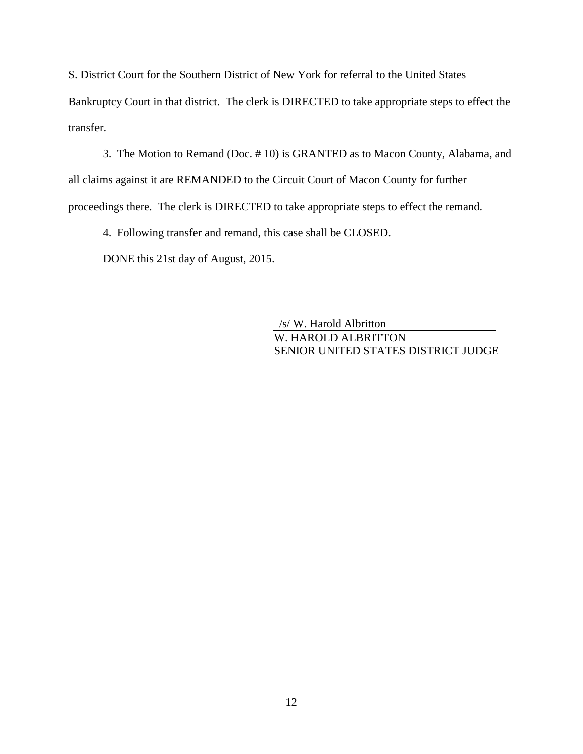S. District Court for the Southern District of New York for referral to the United States Bankruptcy Court in that district. The clerk is DIRECTED to take appropriate steps to effect the transfer.

3. The Motion to Remand (Doc. # 10) is GRANTED as to Macon County, Alabama, and all claims against it are REMANDED to the Circuit Court of Macon County for further proceedings there. The clerk is DIRECTED to take appropriate steps to effect the remand.

4. Following transfer and remand, this case shall be CLOSED.

DONE this 21st day of August, 2015.

/s/ W. Harold Albritton
W. HAROLD ALBRITTON
SENIOR UNITED STATES DISTRICT JUDGE